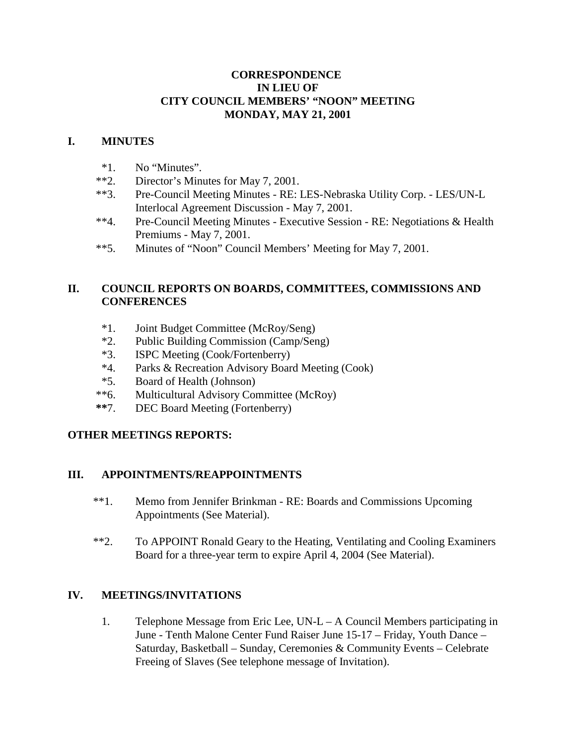**CORRESPONDENCE**
**IN LIEU OF**
**CITY COUNCIL MEMBERS' "NOON" MEETING**
**MONDAY, MAY 21, 2001**

## I. MINUTES

- *1. No "Minutes".
- **2. Director's Minutes for May 7, 2001.
- **3. Pre-Council Meeting Minutes - RE: LES-Nebraska Utility Corp. - LES/UN-L Interlocal Agreement Discussion - May 7, 2001.
- **4. Pre-Council Meeting Minutes - Executive Session - RE: Negotiations & Health Premiums - May 7, 2001.
- **5. Minutes of "Noon" Council Members' Meeting for May 7, 2001.

## II. COUNCIL REPORTS ON BOARDS, COMMITTEES, COMMISSIONS AND CONFERENCES

- *1. Joint Budget Committee (McRoy/Seng)
- *2. Public Building Commission (Camp/Seng)
- *3. ISPC Meeting (Cook/Fortenberry)
- *4. Parks & Recreation Advisory Board Meeting (Cook)
- *5. Board of Health (Johnson)
- **6. Multicultural Advisory Committee (McRoy)
- **7. DEC Board Meeting (Fortenberry)

**OTHER MEETINGS REPORTS:**

## III. APPOINTMENTS/REAPPOINTMENTS

- **1. Memo from Jennifer Brinkman - RE: Boards and Commissions Upcoming Appointments (See Material).
- **2. To APPOINT Ronald Geary to the Heating, Ventilating and Cooling Examiners Board for a three-year term to expire April 4, 2004 (See Material).

## IV. MEETINGS/INVITATIONS

1. Telephone Message from Eric Lee, UN-L – A Council Members participating in June - Tenth Malone Center Fund Raiser June 15-17 – Friday, Youth Dance – Saturday, Basketball – Sunday, Ceremonies & Community Events – Celebrate Freeing of Slaves (See telephone message of Invitation).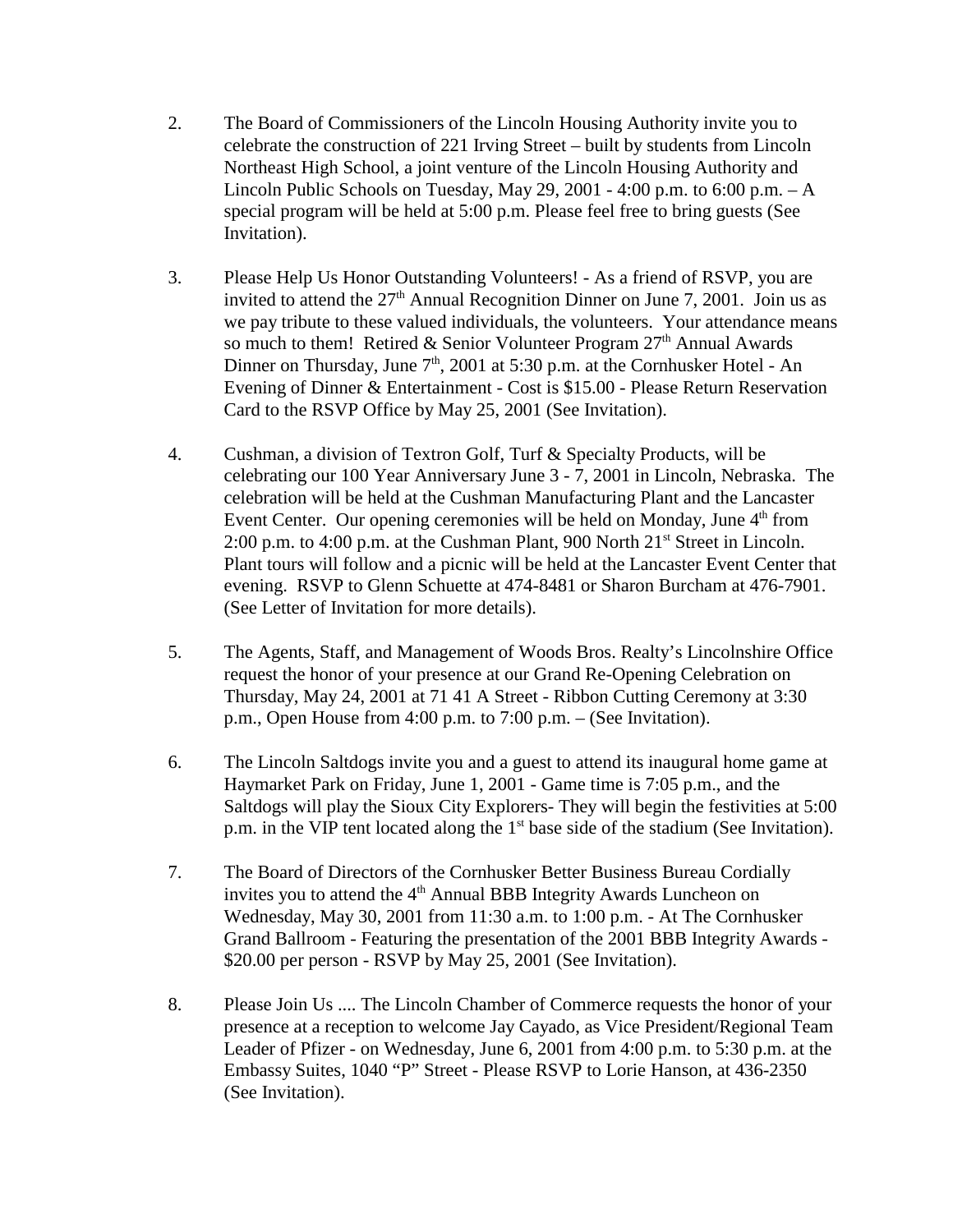2. The Board of Commissioners of the Lincoln Housing Authority invite you to celebrate the construction of 221 Irving Street – built by students from Lincoln Northeast High School, a joint venture of the Lincoln Housing Authority and Lincoln Public Schools on Tuesday, May 29, 2001 - 4:00 p.m. to 6:00 p.m. – A special program will be held at 5:00 p.m. Please feel free to bring guests (See Invitation).

3. Please Help Us Honor Outstanding Volunteers! - As a friend of RSVP, you are invited to attend the 27th Annual Recognition Dinner on June 7, 2001. Join us as we pay tribute to these valued individuals, the volunteers. Your attendance means so much to them! Retired & Senior Volunteer Program 27th Annual Awards Dinner on Thursday, June 7th, 2001 at 5:30 p.m. at the Cornhusker Hotel - An Evening of Dinner & Entertainment - Cost is $15.00 - Please Return Reservation Card to the RSVP Office by May 25, 2001 (See Invitation).

4. Cushman, a division of Textron Golf, Turf & Specialty Products, will be celebrating our 100 Year Anniversary June 3 - 7, 2001 in Lincoln, Nebraska. The celebration will be held at the Cushman Manufacturing Plant and the Lancaster Event Center. Our opening ceremonies will be held on Monday, June 4th from 2:00 p.m. to 4:00 p.m. at the Cushman Plant, 900 North 21st Street in Lincoln. Plant tours will follow and a picnic will be held at the Lancaster Event Center that evening. RSVP to Glenn Schuette at 474-8481 or Sharon Burcham at 476-7901. (See Letter of Invitation for more details).

5. The Agents, Staff, and Management of Woods Bros. Realty's Lincolnshire Office request the honor of your presence at our Grand Re-Opening Celebration on Thursday, May 24, 2001 at 71 41 A Street - Ribbon Cutting Ceremony at 3:30 p.m., Open House from 4:00 p.m. to 7:00 p.m. – (See Invitation).

6. The Lincoln Saltdogs invite you and a guest to attend its inaugural home game at Haymarket Park on Friday, June 1, 2001 - Game time is 7:05 p.m., and the Saltdogs will play the Sioux City Explorers- They will begin the festivities at 5:00 p.m. in the VIP tent located along the 1st base side of the stadium (See Invitation).

7. The Board of Directors of the Cornhusker Better Business Bureau Cordially invites you to attend the 4th Annual BBB Integrity Awards Luncheon on Wednesday, May 30, 2001 from 11:30 a.m. to 1:00 p.m. - At The Cornhusker Grand Ballroom - Featuring the presentation of the 2001 BBB Integrity Awards - $20.00 per person - RSVP by May 25, 2001 (See Invitation).

8. Please Join Us .... The Lincoln Chamber of Commerce requests the honor of your presence at a reception to welcome Jay Cayado, as Vice President/Regional Team Leader of Pfizer - on Wednesday, June 6, 2001 from 4:00 p.m. to 5:30 p.m. at the Embassy Suites, 1040 "P" Street - Please RSVP to Lorie Hanson, at 436-2350 (See Invitation).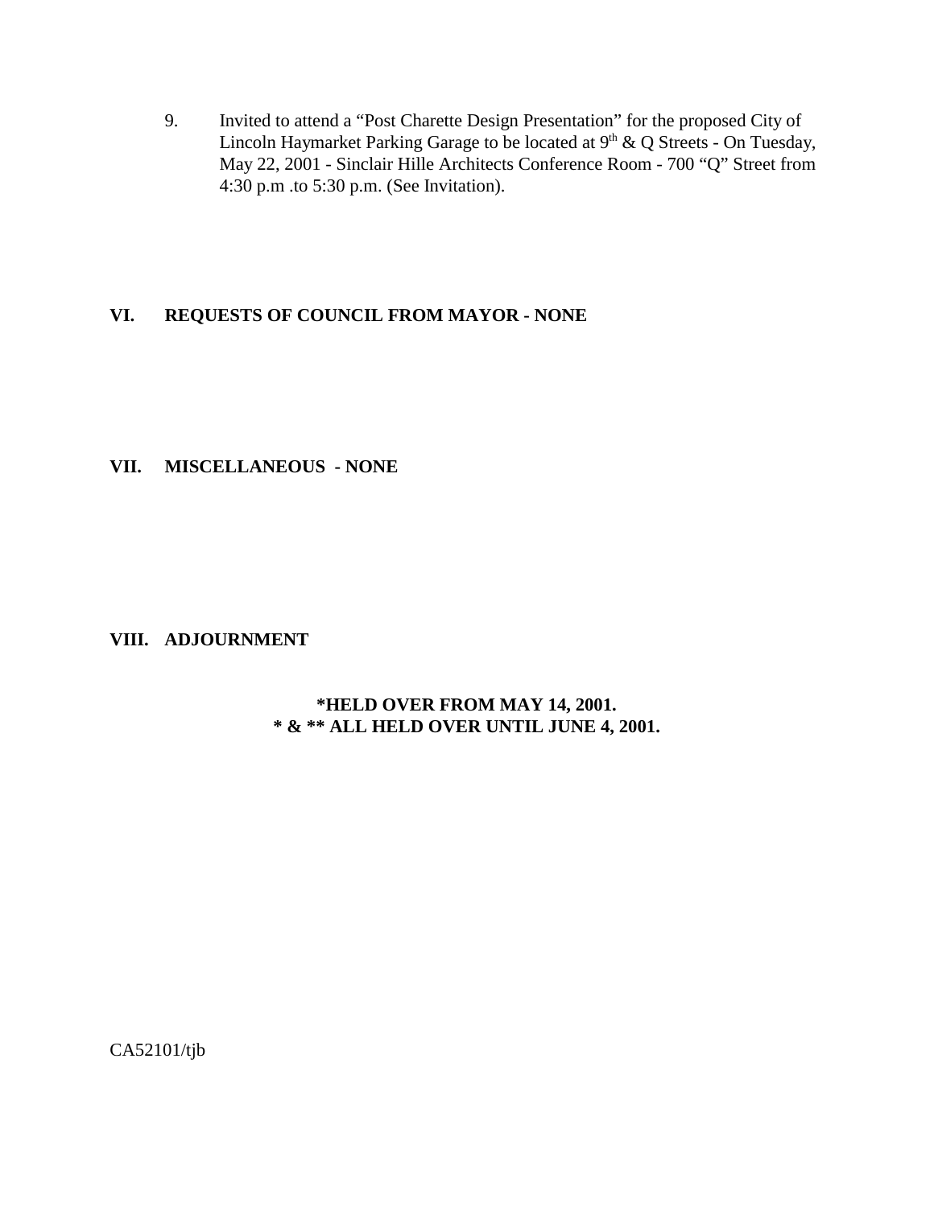9. Invited to attend a "Post Charette Design Presentation" for the proposed City of Lincoln Haymarket Parking Garage to be located at 9th & Q Streets - On Tuesday, May 22, 2001 - Sinclair Hille Architects Conference Room - 700 "Q" Street from 4:30 p.m .to 5:30 p.m. (See Invitation).

## VI. REQUESTS OF COUNCIL FROM MAYOR - NONE

## VII. MISCELLANEOUS - NONE

## VIII. ADJOURNMENT

**\*HELD OVER FROM MAY 14, 2001.**
**\* & \*\* ALL HELD OVER UNTIL JUNE 4, 2001.**

CA52101/tjb